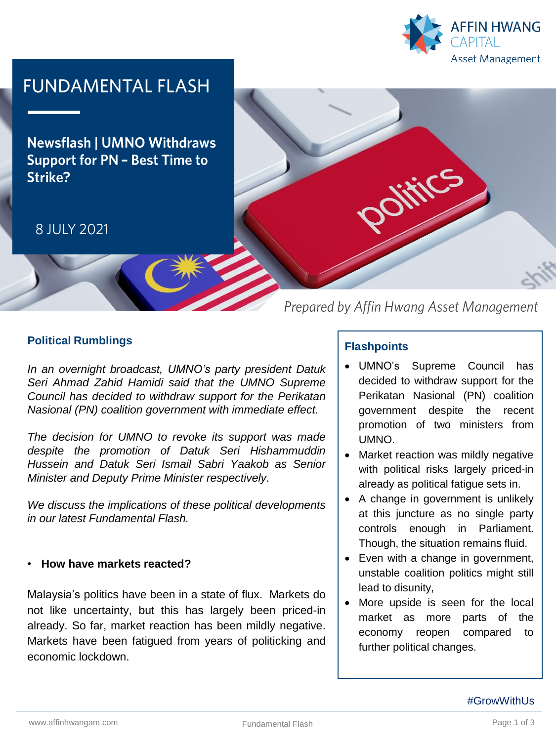# FUNDAMENTAL FLASH

## Newsflash | UMNO Withdraws Support for PN – Best Time to Strike?

8 JULY 2021

*Prepared by Affin Hwang Asset Management*

### Political Rumblings

*In an overnight broadcast, UMNO's party president Datuk Seri Ahmad Zahid Hamidi said that the UMNO Supreme Council has decided to withdraw support for the Perikatan Nasional (PN) coalition government with immediate effect.*

*The decision for UMNO to revoke its support was made despite the promotion of Datuk Seri Hishammuddin Hussein and Datuk Seri Ismail Sabri Yaakob as Senior Minister and Deputy Prime Minister respectively.*

*We discuss the implications of these political developments in our latest Fundamental Flash.*

- **How have markets reacted?**

Malaysia's politics have been in a state of flux. Markets do not like uncertainty, but this has largely been priced-in already. So far, market reaction has been mildly negative. Markets have been fatigued from years of politicking and economic lockdown.

### Flashpoints

- UMNO's Supreme Council has decided to withdraw support for the Perikatan Nasional (PN) coalition government despite the recent promotion of two ministers from UMNO.
- Market reaction was mildly negative with political risks largely priced-in already as political fatigue sets in.
- A change in government is unlikely at this juncture as no single party controls enough in Parliament. Though, the situation remains fluid.
- Even with a change in government, unstable coalition politics might still lead to disunity,
- More upside is seen for the local market as more parts of the economy reopen compared to further political changes.

#GrowWithUs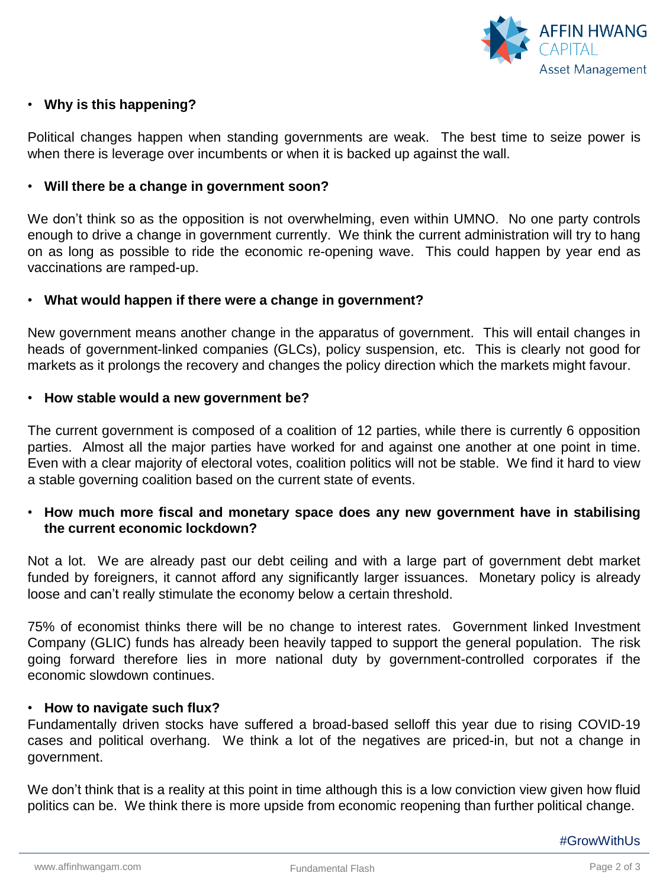- **Why is this happening?**

Political changes happen when standing governments are weak. The best time to seize power is when there is leverage over incumbents or when it is backed up against the wall.

- **Will there be a change in government soon?**

We don't think so as the opposition is not overwhelming, even within UMNO. No one party controls enough to drive a change in government currently. We think the current administration will try to hang on as long as possible to ride the economic re-opening wave. This could happen by year end as vaccinations are ramped-up.

- **What would happen if there were a change in government?**

New government means another change in the apparatus of government. This will entail changes in heads of government-linked companies (GLCs), policy suspension, etc. This is clearly not good for markets as it prolongs the recovery and changes the policy direction which the markets might favour.

- **How stable would a new government be?**

The current government is composed of a coalition of 12 parties, while there is currently 6 opposition parties. Almost all the major parties have worked for and against one another at one point in time. Even with a clear majority of electoral votes, coalition politics will not be stable. We find it hard to view a stable governing coalition based on the current state of events.

- **How much more fiscal and monetary space does any new government have in stabilising the current economic lockdown?**

Not a lot. We are already past our debt ceiling and with a large part of government debt market funded by foreigners, it cannot afford any significantly larger issuances. Monetary policy is already loose and can't really stimulate the economy below a certain threshold.

75% of economist thinks there will be no change to interest rates. Government linked Investment Company (GLIC) funds has already been heavily tapped to support the general population. The risk going forward therefore lies in more national duty by government-controlled corporates if the economic slowdown continues.

- **How to navigate such flux?**

Fundamentally driven stocks have suffered a broad-based selloff this year due to rising COVID-19 cases and political overhang. We think a lot of the negatives are priced-in, but not a change in government.

We don't think that is a reality at this point in time although this is a low conviction view given how fluid politics can be. We think there is more upside from economic reopening than further political change.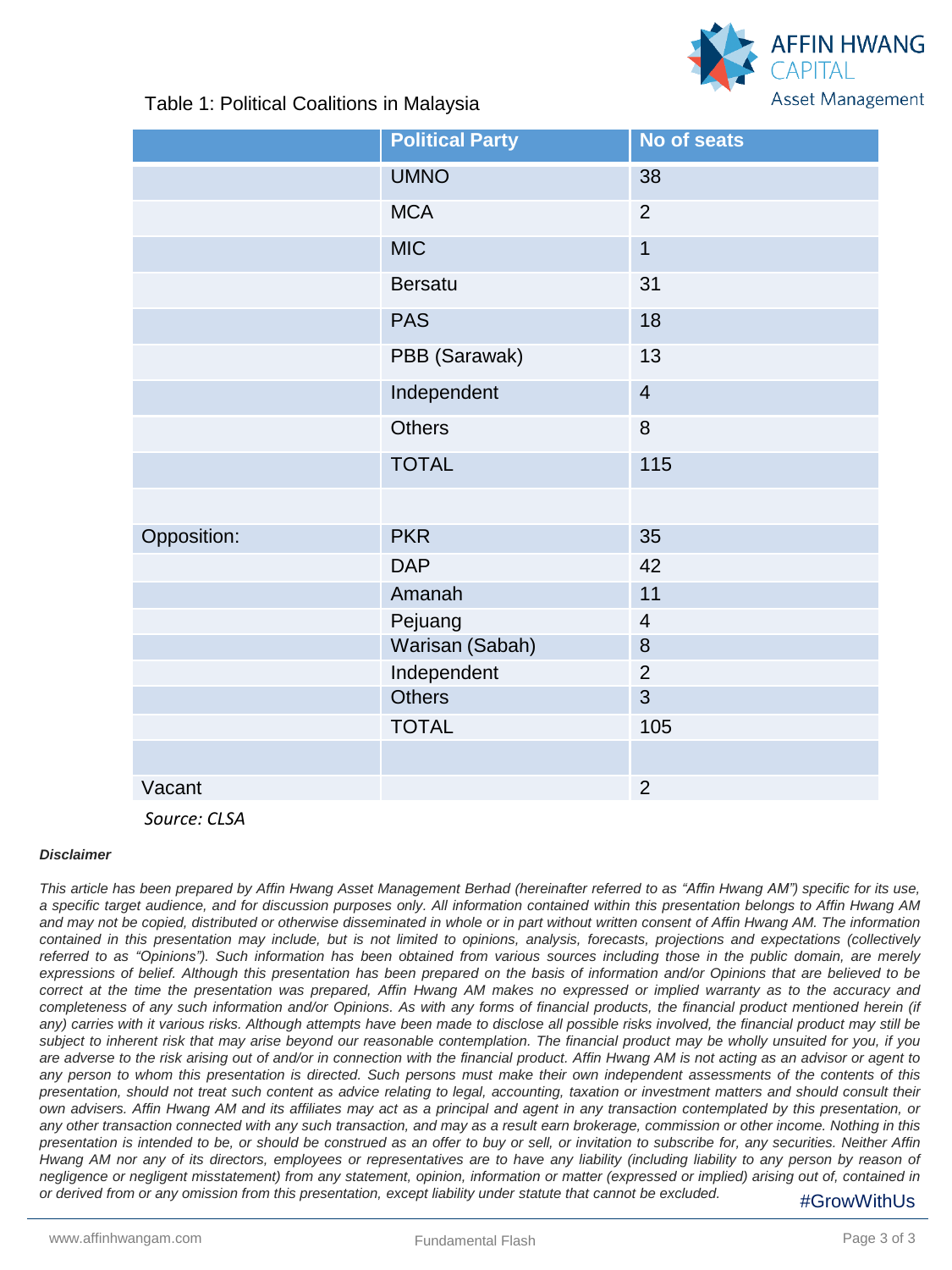Table 1: Political Coalitions in Malaysia

| | Political Party | No of seats |
|---|---|---|
| | UMNO | 38 |
| | MCA | 2 |
| | MIC | 1 |
| | Bersatu | 31 |
| | PAS | 18 |
| | PBB (Sarawak) | 13 |
| | Independent | 4 |
| | Others | 8 |
| | TOTAL | 115 |
| | | |
| Opposition: | PKR | 35 |
| | DAP | 42 |
| | Amanah | 11 |
| | Pejuang | 4 |
| | Warisan (Sabah) | 8 |
| | Independent | 2 |
| | Others | 3 |
| | TOTAL | 105 |
| | | |
| Vacant | | 2 |

*Source: CLSA*

***Disclaimer***

*This article has been prepared by Affin Hwang Asset Management Berhad (hereinafter referred to as "Affin Hwang AM") specific for its use, a specific target audience, and for discussion purposes only. All information contained within this presentation belongs to Affin Hwang AM and may not be copied, distributed or otherwise disseminated in whole or in part without written consent of Affin Hwang AM. The information contained in this presentation may include, but is not limited to opinions, analysis, forecasts, projections and expectations (collectively referred to as "Opinions"). Such information has been obtained from various sources including those in the public domain, are merely expressions of belief. Although this presentation has been prepared on the basis of information and/or Opinions that are believed to be correct at the time the presentation was prepared, Affin Hwang AM makes no expressed or implied warranty as to the accuracy and completeness of any such information and/or Opinions. As with any forms of financial products, the financial product mentioned herein (if any) carries with it various risks. Although attempts have been made to disclose all possible risks involved, the financial product may still be subject to inherent risk that may arise beyond our reasonable contemplation. The financial product may be wholly unsuited for you, if you are adverse to the risk arising out of and/or in connection with the financial product. Affin Hwang AM is not acting as an advisor or agent to any person to whom this presentation is directed. Such persons must make their own independent assessments of the contents of this presentation, should not treat such content as advice relating to legal, accounting, taxation or investment matters and should consult their own advisers. Affin Hwang AM and its affiliates may act as a principal and agent in any transaction contemplated by this presentation, or any other transaction connected with any such transaction, and may as a result earn brokerage, commission or other income. Nothing in this presentation is intended to be, or should be construed as an offer to buy or sell, or invitation to subscribe for, any securities. Neither Affin Hwang AM nor any of its directors, employees or representatives are to have any liability (including liability to any person by reason of negligence or negligent misstatement) from any statement, opinion, information or matter (expressed or implied) arising out of, contained in or derived from or any omission from this presentation, except liability under statute that cannot be excluded.*

#GrowWithUs